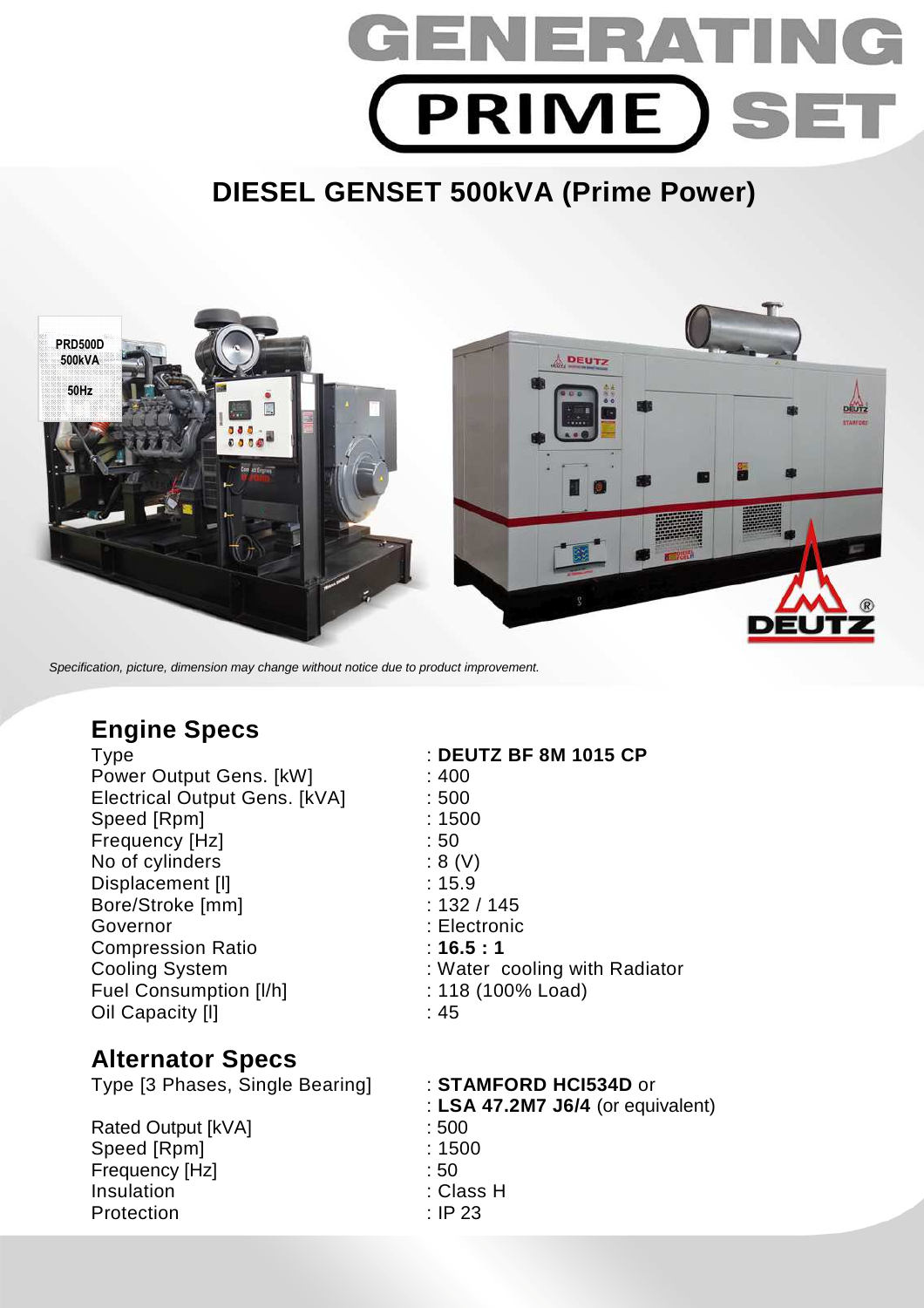# GENERATING PRIME SET

## DIESEL GENSET 500kVA (Prime Power)

*Specification, picture, dimension may change without notice due to product improvement.*

## Engine Specs

| | |
|---|---|
| Type | : **DEUTZ BF 8M 1015 CP** |
| Power Output Gens. [kW] | : 400 |
| Electrical Output Gens. [kVA] | : 500 |
| Speed [Rpm] | : 1500 |
| Frequency [Hz] | : 50 |
| No of cylinders | : 8 (V) |
| Displacement [l] | : 15.9 |
| Bore/Stroke [mm] | : 132 / 145 |
| Governor | : Electronic |
| Compression Ratio | : **16.5 : 1** |
| Cooling System | : Water cooling with Radiator |
| Fuel Consumption [l/h] | : 118 (100% Load) |
| Oil Capacity [l] | : 45 |

## Alternator Specs

| | |
|---|---|
| Type [3 Phases, Single Bearing] | : **STAMFORD HCI534D** or<br>: **LSA 47.2M7 J6/4** (or equivalent) |
| Rated Output [kVA] | : 500 |
| Speed [Rpm] | : 1500 |
| Frequency [Hz] | : 50 |
| Insulation | : Class H |
| Protection | : IP 23 |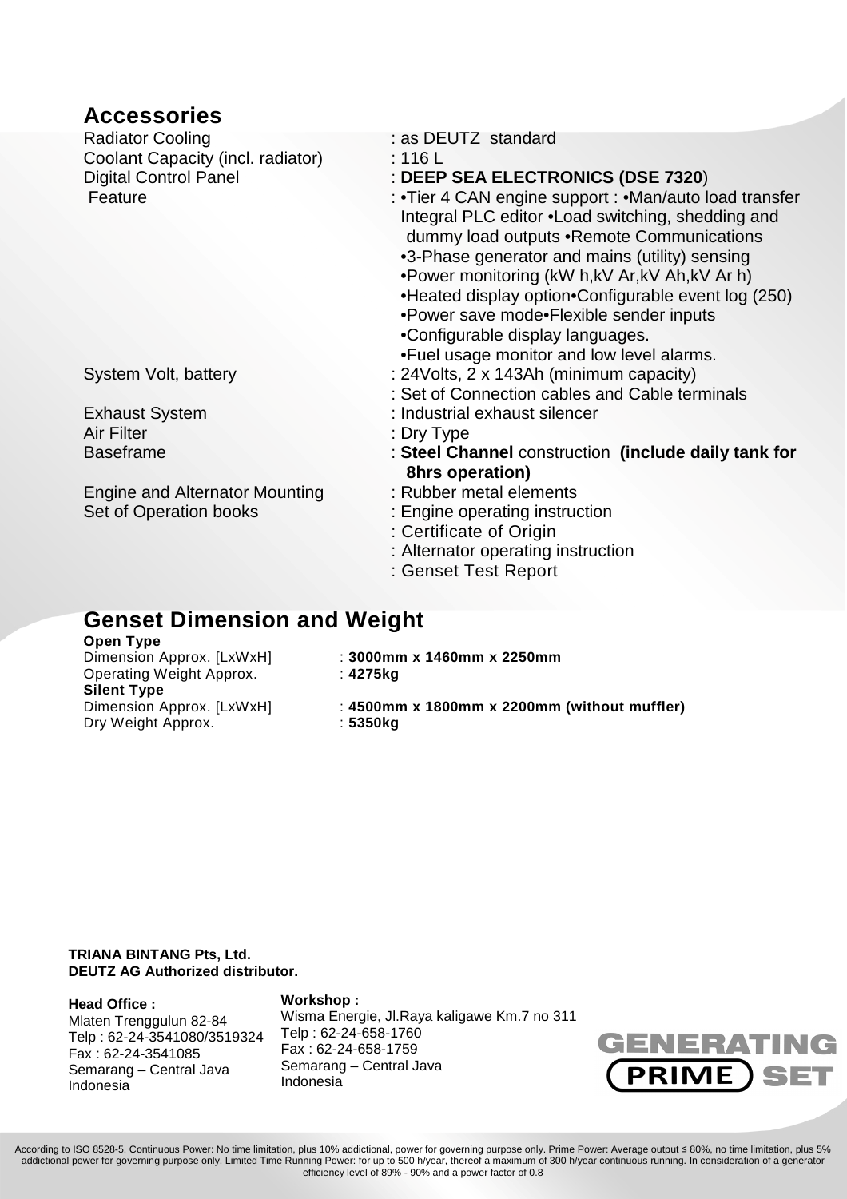## Accessories

| | |
|---|---|
| Radiator Cooling | : as DEUTZ standard |
| Coolant Capacity (incl. radiator) | : 116 L |
| Digital Control Panel | : **DEEP SEA ELECTRONICS (DSE 7320**) |
| Feature | : •Tier 4 CAN engine support : •Man/auto load transfer Integral PLC editor •Load switching, shedding and dummy load outputs •Remote Communications •3-Phase generator and mains (utility) sensing •Power monitoring (kW h,kV Ar,kV Ah,kV Ar h) •Heated display option•Configurable event log (250) •Power save mode•Flexible sender inputs •Configurable display languages. •Fuel usage monitor and low level alarms. |
| System Volt, battery | : 24Volts, 2 x 143Ah (minimum capacity) |
| | : Set of Connection cables and Cable terminals |
| Exhaust System | : Industrial exhaust silencer |
| Air Filter | : Dry Type |
| Baseframe | : **Steel Channel** construction **(include daily tank for 8hrs operation)** |
| Engine and Alternator Mounting | : Rubber metal elements |
| Set of Operation books | : Engine operating instruction |
| | : Certificate of Origin |
| | : Alternator operating instruction |
| | : Genset Test Report |

## Genset Dimension and Weight

**Open Type**

| | |
|---|---|
| Dimension Approx. [LxWxH] | : **3000mm x 1460mm x 2250mm** |
| Operating Weight Approx. | : **4275kg** |

**Silent Type**

| | |
|---|---|
| Dimension Approx. [LxWxH] | : **4500mm x 1800mm x 2200mm (without muffler)** |
| Dry Weight Approx. | : **5350kg** |

**TRIANA BINTANG Pts, Ltd.**
**DEUTZ AG Authorized distributor.**

**Head Office :**
Mlaten Trenggulun 82-84
Telp : 62-24-3541080/3519324
Fax : 62-24-3541085
Semarang – Central Java
Indonesia

**Workshop :**
Wisma Energie, Jl.Raya kaligawe Km.7 no 311
Telp : 62-24-658-1760
Fax : 62-24-658-1759
Semarang – Central Java
Indonesia

GENERATING PRIME SET

According to ISO 8528-5. Continuous Power: No time limitation, plus 10% addictional, power for governing purpose only. Prime Power: Average output ≤ 80%, no time limitation, plus 5% addictional power for governing purpose only. Limited Time Running Power: for up to 500 h/year, thereof a maximum of 300 h/year continuous running. In consideration of a generator efficiency level of 89% - 90% and a power factor of 0.8